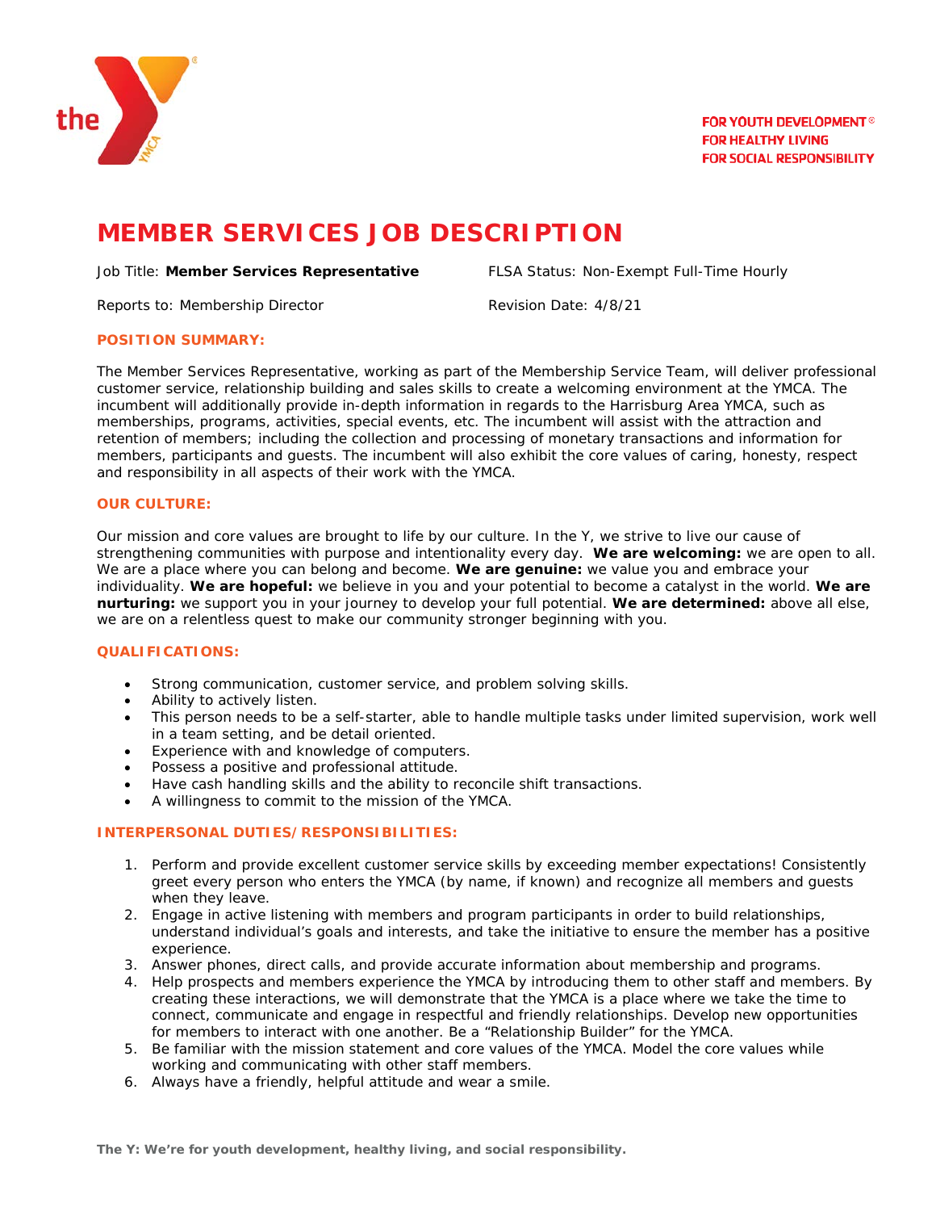FOR YOUTH DEVELOPMENT®
FOR HEALTHY LIVING
FOR SOCIAL RESPONSIBILITY

# MEMBER SERVICES JOB DESCRIPTION

Job Title: **Member Services Representative**

FLSA Status: Non-Exempt Full-Time Hourly

Reports to: Membership Director

Revision Date: 4/8/21

## POSITION SUMMARY:

The Member Services Representative, working as part of the Membership Service Team, will deliver professional customer service, relationship building and sales skills to create a welcoming environment at the YMCA. The incumbent will additionally provide in-depth information in regards to the Harrisburg Area YMCA, such as memberships, programs, activities, special events, etc. The incumbent will assist with the attraction and retention of members; including the collection and processing of monetary transactions and information for members, participants and guests. The incumbent will also exhibit the core values of caring, honesty, respect and responsibility in all aspects of their work with the YMCA.

## OUR CULTURE:

Our mission and core values are brought to life by our culture. In the Y, we strive to live our cause of strengthening communities with purpose and intentionality every day. **We are welcoming:** we are open to all. We are a place where you can belong and become. **We are genuine:** we value you and embrace your individuality. **We are hopeful:** we believe in you and your potential to become a catalyst in the world. **We are nurturing:** we support you in your journey to develop your full potential. **We are determined:** above all else, we are on a relentless quest to make our community stronger beginning with you.

## QUALIFICATIONS:

- Strong communication, customer service, and problem solving skills.
- Ability to actively listen.
- This person needs to be a self-starter, able to handle multiple tasks under limited supervision, work well in a team setting, and be detail oriented.
- Experience with and knowledge of computers.
- Possess a positive and professional attitude.
- Have cash handling skills and the ability to reconcile shift transactions.
- A willingness to commit to the mission of the YMCA.

## INTERPERSONAL DUTIES/RESPONSIBILITIES:

1. Perform and provide excellent customer service skills by exceeding member expectations! Consistently greet every person who enters the YMCA (by name, if known) and recognize all members and guests when they leave.
2. Engage in active listening with members and program participants in order to build relationships, understand individual's goals and interests, and take the initiative to ensure the member has a positive experience.
3. Answer phones, direct calls, and provide accurate information about membership and programs.
4. Help prospects and members experience the YMCA by introducing them to other staff and members. By creating these interactions, we will demonstrate that the YMCA is a place where we take the time to connect, communicate and engage in respectful and friendly relationships. Develop new opportunities for members to interact with one another. Be a "Relationship Builder" for the YMCA.
5. Be familiar with the mission statement and core values of the YMCA. Model the core values while working and communicating with other staff members.
6. Always have a friendly, helpful attitude and wear a smile.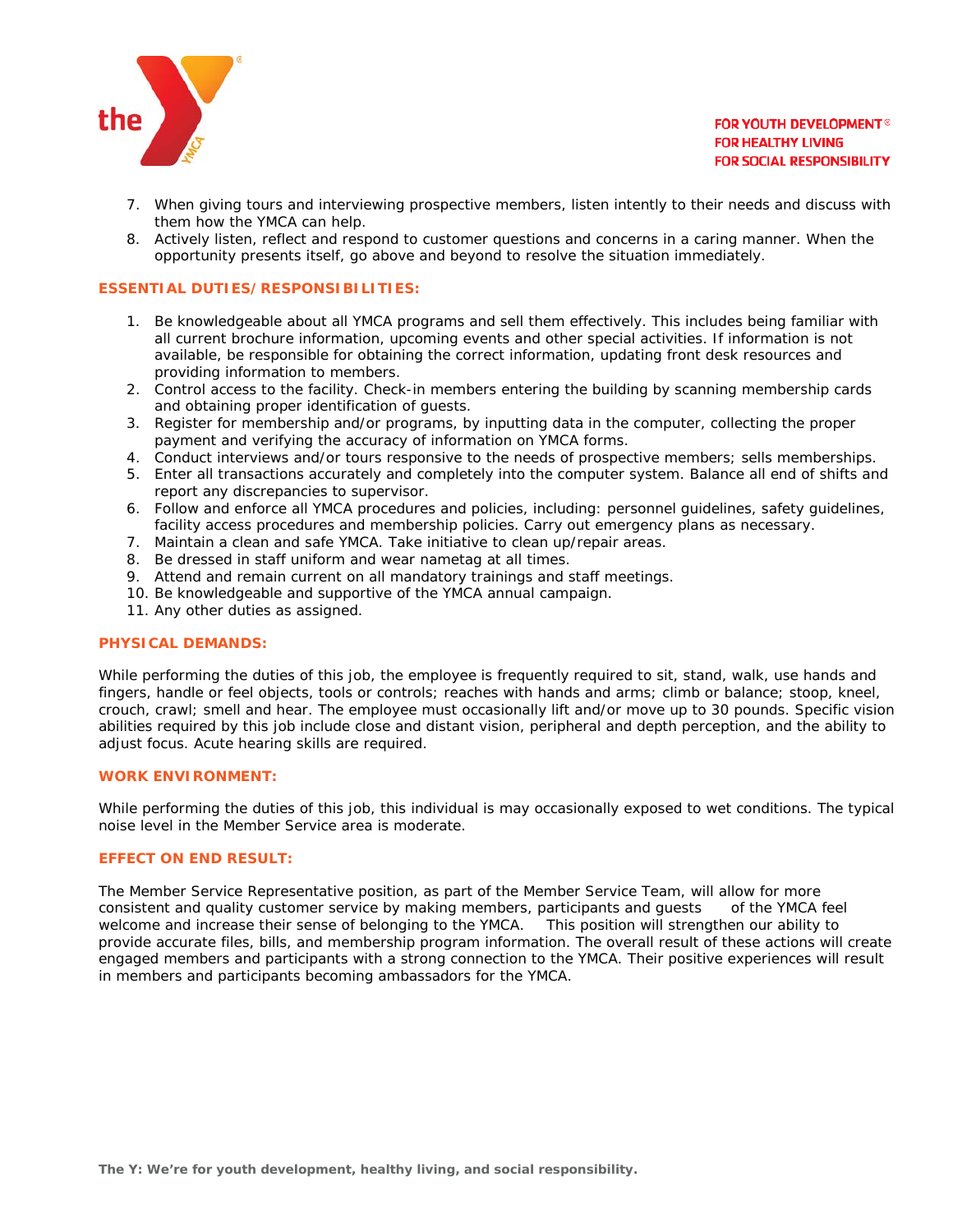7. When giving tours and interviewing prospective members, listen intently to their needs and discuss with them how the YMCA can help.
8. Actively listen, reflect and respond to customer questions and concerns in a caring manner. When the opportunity presents itself, go above and beyond to resolve the situation immediately.

**ESSENTIAL DUTIES/RESPONSIBILITIES:**

1. Be knowledgeable about all YMCA programs and sell them effectively. This includes being familiar with all current brochure information, upcoming events and other special activities. If information is not available, be responsible for obtaining the correct information, updating front desk resources and providing information to members.
2. Control access to the facility. Check-in members entering the building by scanning membership cards and obtaining proper identification of guests.
3. Register for membership and/or programs, by inputting data in the computer, collecting the proper payment and verifying the accuracy of information on YMCA forms.
4. Conduct interviews and/or tours responsive to the needs of prospective members; sells memberships.
5. Enter all transactions accurately and completely into the computer system. Balance all end of shifts and report any discrepancies to supervisor.
6. Follow and enforce all YMCA procedures and policies, including: personnel guidelines, safety guidelines, facility access procedures and membership policies. Carry out emergency plans as necessary.
7. Maintain a clean and safe YMCA. Take initiative to clean up/repair areas.
8. Be dressed in staff uniform and wear nametag at all times.
9. Attend and remain current on all mandatory trainings and staff meetings.
10. Be knowledgeable and supportive of the YMCA annual campaign.
11. Any other duties as assigned.

**PHYSICAL DEMANDS:**

While performing the duties of this job, the employee is frequently required to sit, stand, walk, use hands and fingers, handle or feel objects, tools or controls; reaches with hands and arms; climb or balance; stoop, kneel, crouch, crawl; smell and hear. The employee must occasionally lift and/or move up to 30 pounds. Specific vision abilities required by this job include close and distant vision, peripheral and depth perception, and the ability to adjust focus. Acute hearing skills are required.

**WORK ENVIRONMENT:**

While performing the duties of this job, this individual is may occasionally exposed to wet conditions. The typical noise level in the Member Service area is moderate.

**EFFECT ON END RESULT:**

The Member Service Representative position, as part of the Member Service Team, will allow for more consistent and quality customer service by making members, participants and guests of the YMCA feel welcome and increase their sense of belonging to the YMCA. This position will strengthen our ability to provide accurate files, bills, and membership program information. The overall result of these actions will create engaged members and participants with a strong connection to the YMCA. Their positive experiences will result in members and participants becoming ambassadors for the YMCA.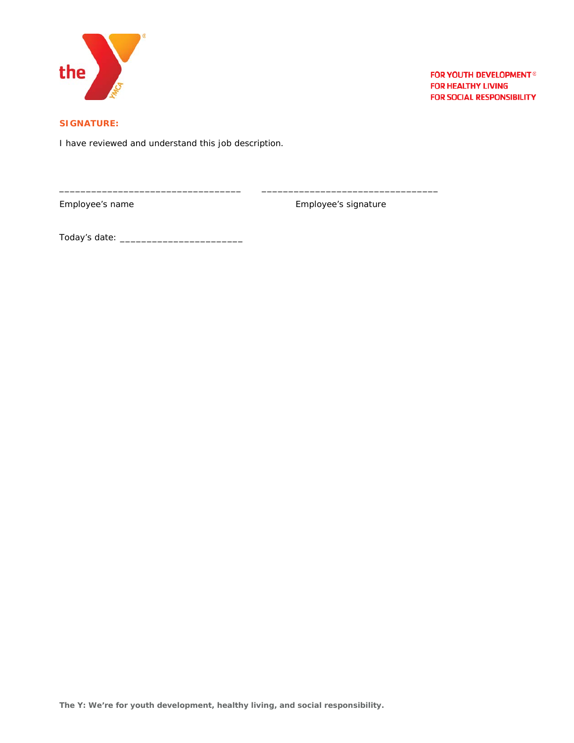**SIGNATURE:**

I have reviewed and understand this job description.

\_\_\_\_\_\_\_\_\_\_\_\_\_\_\_\_\_\_\_\_\_\_\_\_\_\_\_\_\_\_\_\_\_\_\_\_      \_\_\_\_\_\_\_\_\_\_\_\_\_\_\_\_\_\_\_\_\_\_\_\_\_\_\_\_\_\_\_\_\_\_

Employee's name                                        Employee's signature

Today's date: \_\_\_\_\_\_\_\_\_\_\_\_\_\_\_\_\_\_\_\_\_\_\_\_